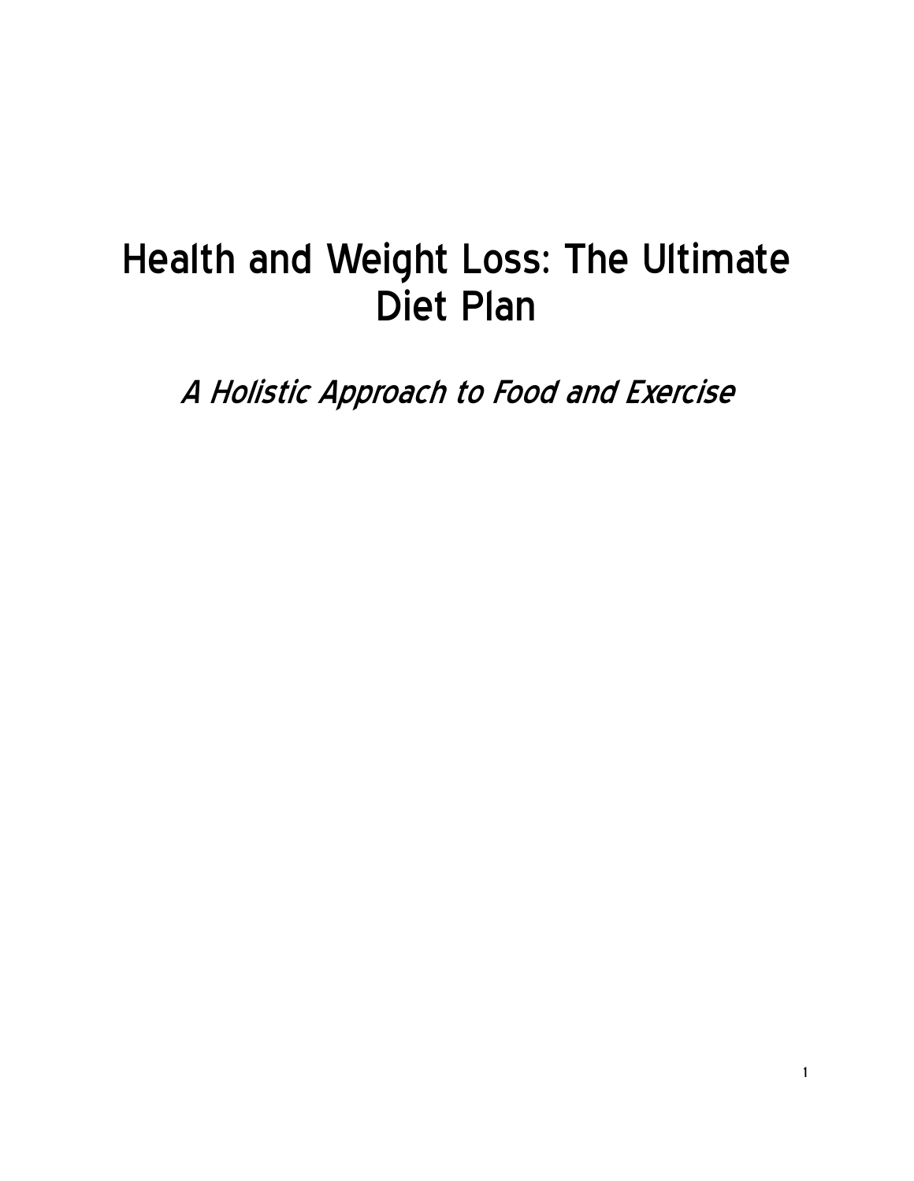# Health and Weight Loss: The Ultimate Diet Plan

*A Holistic Approach to Food and Exercise*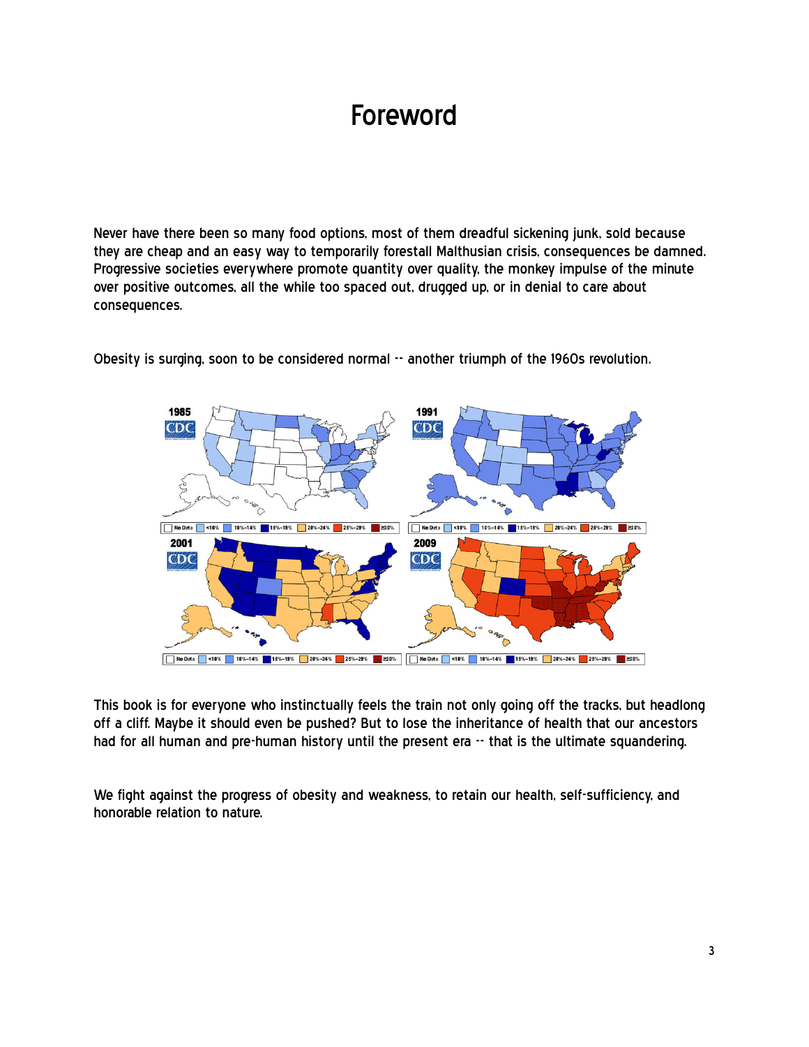# Foreword

Never have there been so many food options, most of them dreadful sickening junk, sold because they are cheap and an easy way to temporarily forestall Malthusian crisis, consequences be damned. Progressive societies everywhere promote quantity over quality, the monkey impulse of the minute over positive outcomes, all the while too spaced out, drugged up, or in denial to care about consequences.

Obesity is surging, soon to be considered normal -- another triumph of the 1960s revolution.

This book is for everyone who instinctually feels the train not only going off the tracks, but headlong off a cliff. Maybe it should even be pushed? But to lose the inheritance of health that our ancestors had for all human and pre-human history until the present era -- that is the ultimate squandering.

We fight against the progress of obesity and weakness, to retain our health, self-sufficiency, and honorable relation to nature.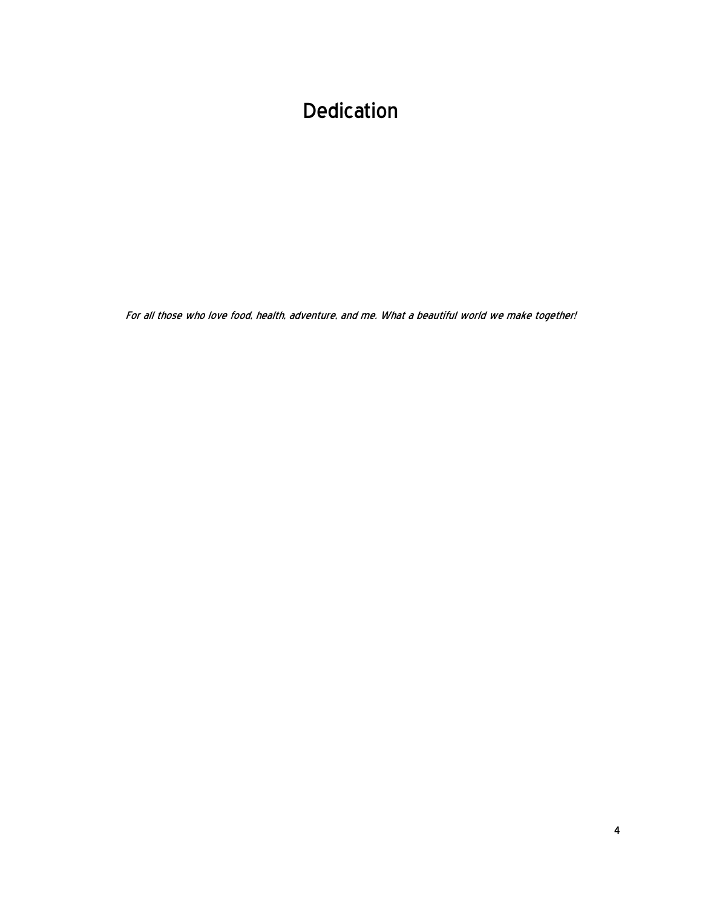# Dedication

*For all those who love food, health, adventure, and me. What a beautiful world we make together!*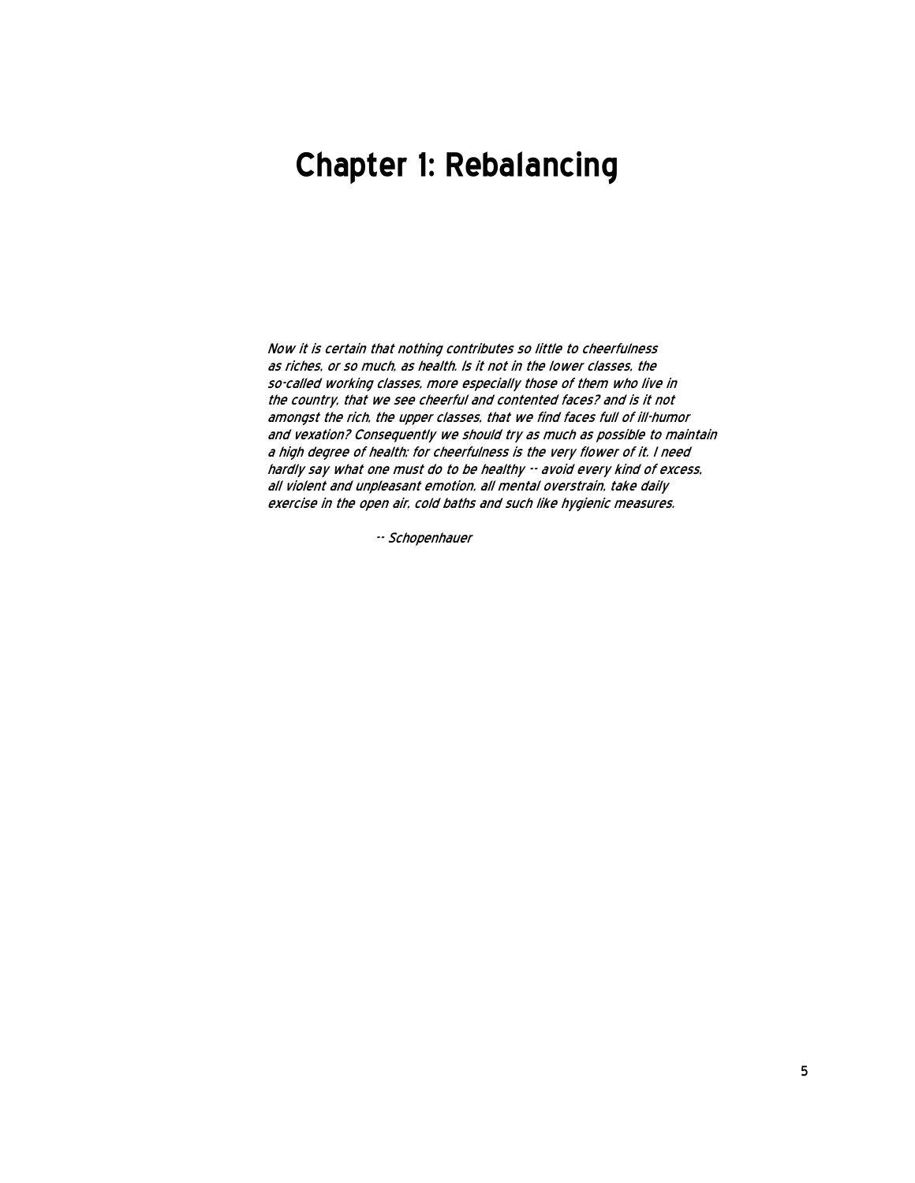# Chapter 1: Rebalancing

*Now it is certain that nothing contributes so little to cheerfulness as riches, or so much, as health. Is it not in the lower classes, the so-called working classes, more especially those of them who live in the country, that we see cheerful and contented faces? and is it not amongst the rich, the upper classes, that we find faces full of ill-humor and vexation? Consequently we should try as much as possible to maintain a high degree of health; for cheerfulness is the very flower of it. I need hardly say what one must do to be healthy -- avoid every kind of excess, all violent and unpleasant emotion, all mental overstrain, take daily exercise in the open air, cold baths and such like hygienic measures.*

*-- Schopenhauer*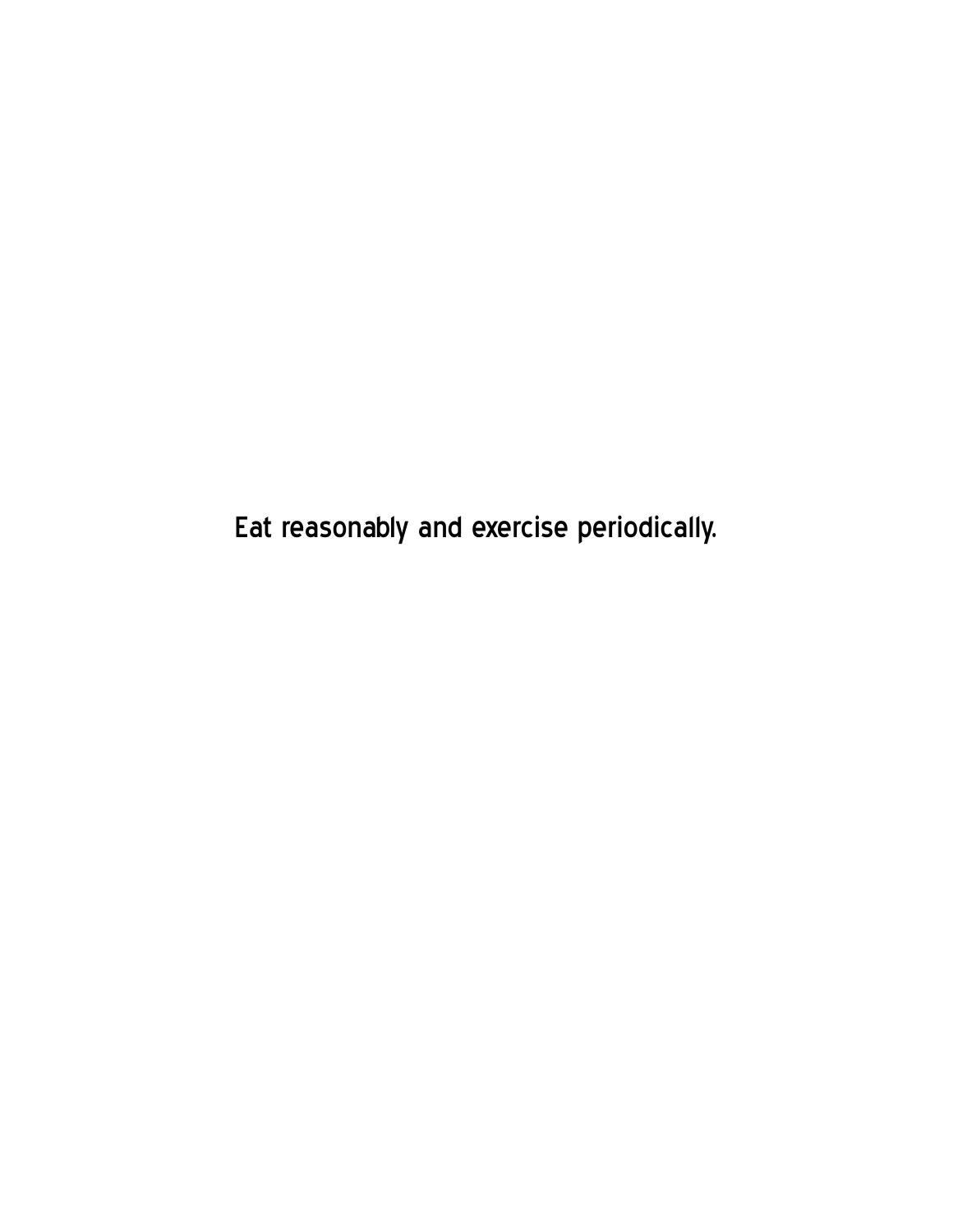Eat reasonably and exercise periodically.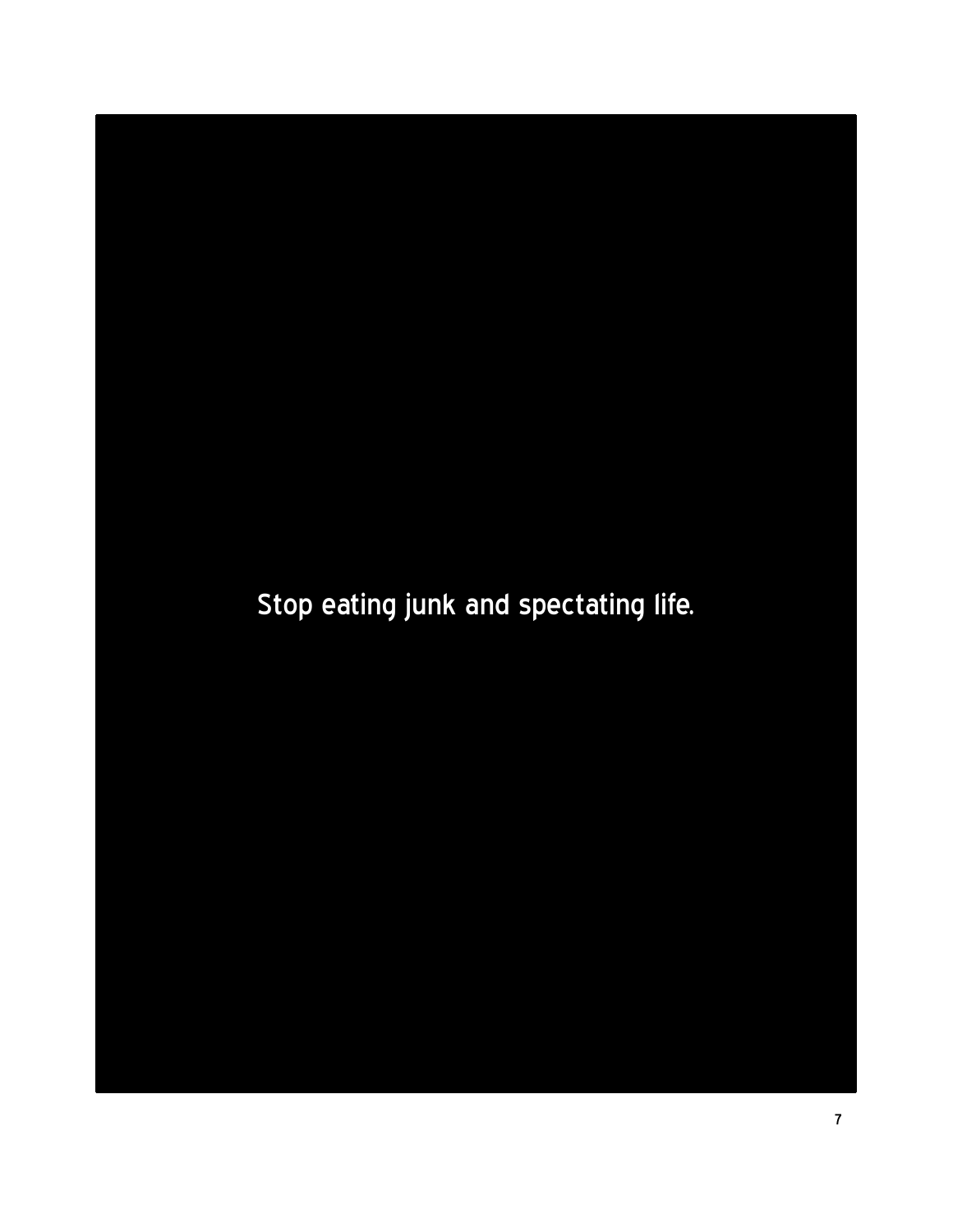Stop eating junk and spectating life.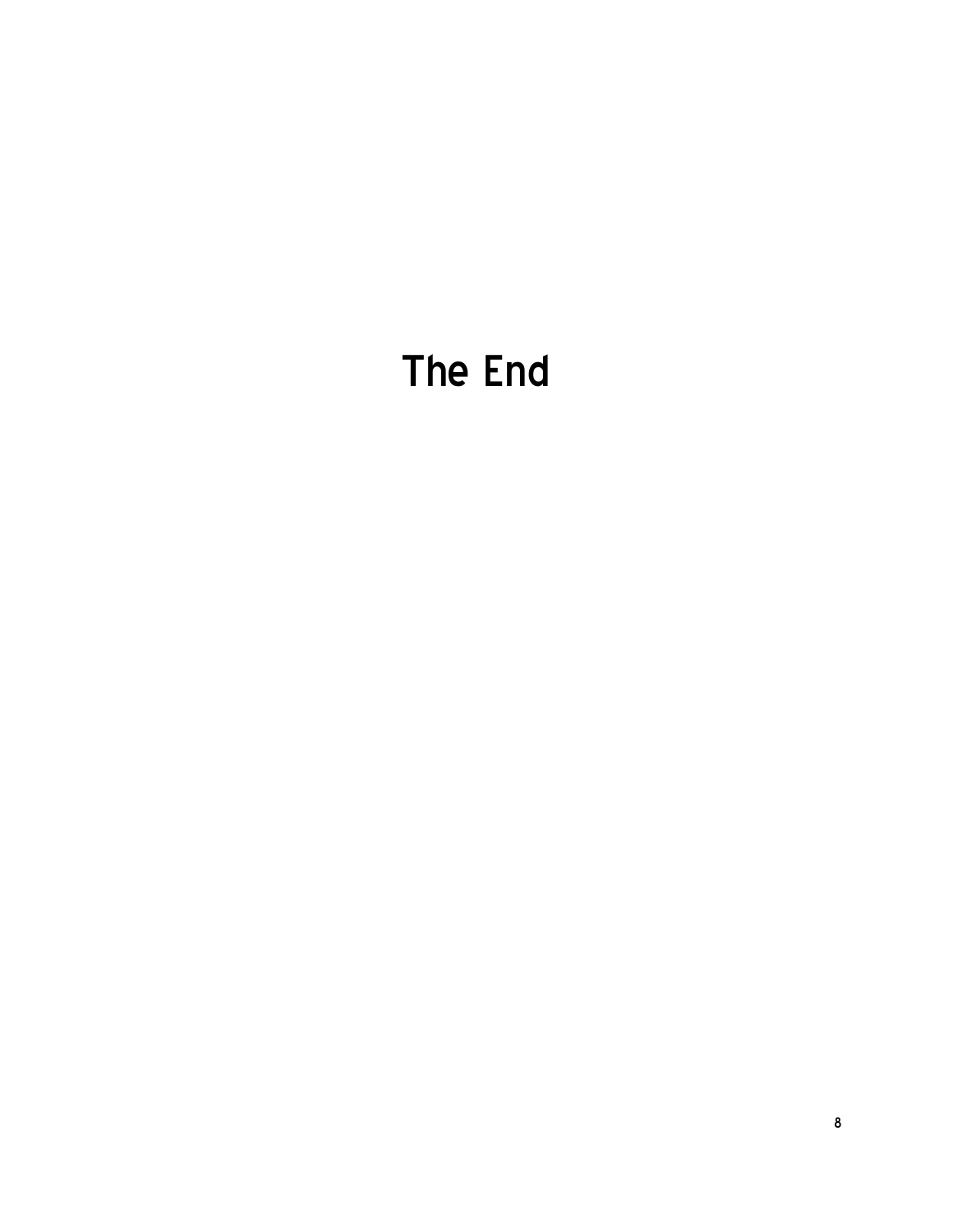# The End